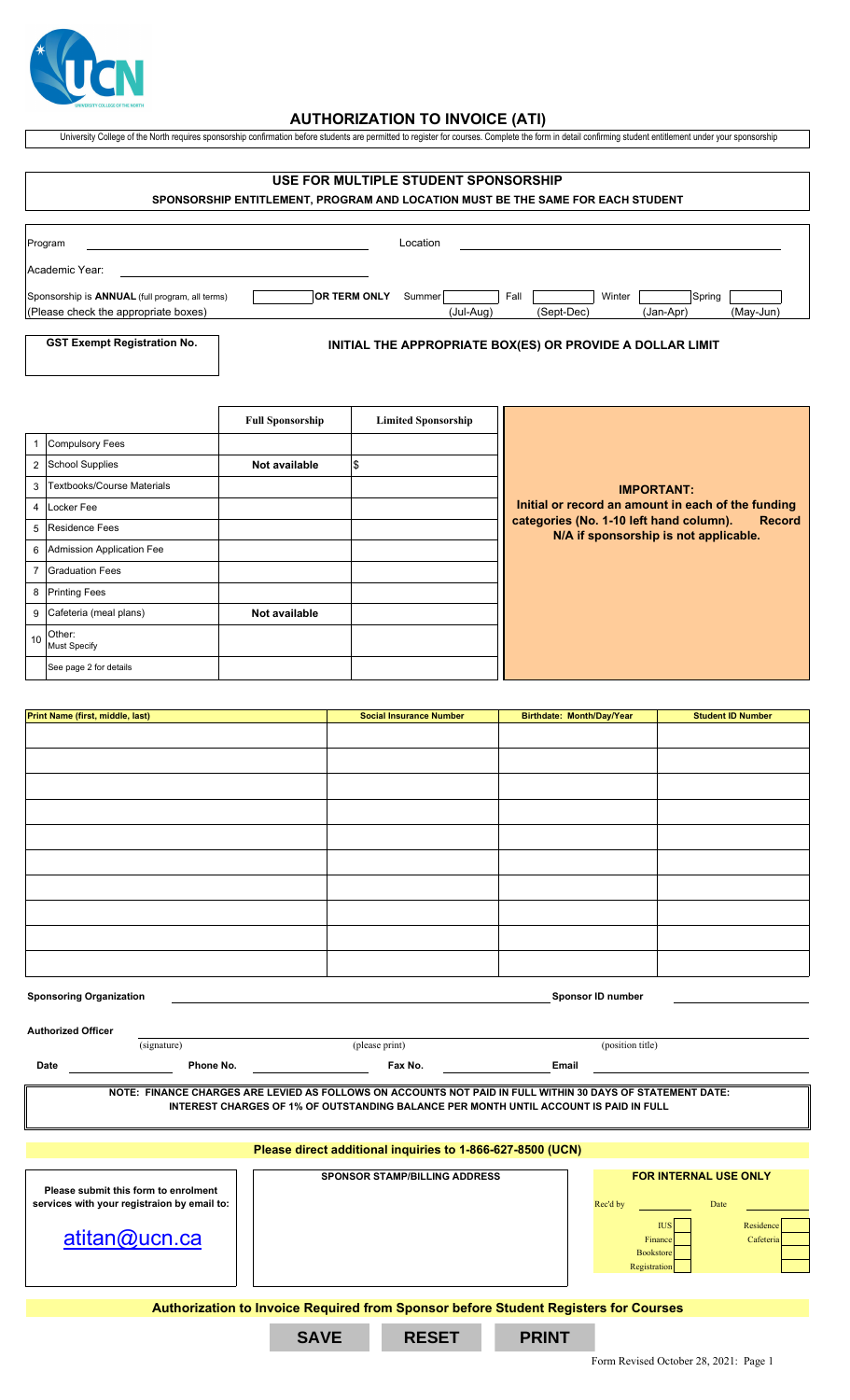# AUTHORIZATION TO INVOICE (ATI)

University College of the North requires sponsorship confirmation before students are permitted to register for courses. Complete the form in detail confirming student entitlement under your sponsorship

## USE FOR MULTIPLE STUDENT SPONSORSHIP

**SPONSORSHIP ENTITLEMENT, PROGRAM AND LOCATION MUST BE THE SAME FOR EACH STUDENT**

Program ______________________ Location ______________________

Academic Year: ______________________

Sponsorship is **ANNUAL** (full program, all terms) (Please check the appropriate boxes) [ ] **OR TERM ONLY** Summer [ ] (Jul-Aug) Fall [ ] (Sept-Dec) Winter [ ] (Jan-Apr) Spring [ ] (May-Jun)

**GST Exempt Registration No.**

**INITIAL THE APPROPRIATE BOX(ES) OR PROVIDE A DOLLAR LIMIT**

| | | Full Sponsorship | Limited Sponsorship |
|---|---|---|---|
| 1 | Compulsory Fees | | |
| 2 | School Supplies | Not available | $ |
| 3 | Textbooks/Course Materials | | |
| 4 | Locker Fee | | |
| 5 | Residence Fees | | |
| 6 | Admission Application Fee | | |
| 7 | Graduation Fees | | |
| 8 | Printing Fees | | |
| 9 | Cafeteria (meal plans) | Not available | |
| 10 | Other: Must Specify | | |
| | See page 2 for details | | |

**IMPORTANT:**
**Initial or record an amount in each of the funding categories (No. 1-10 left hand column). Record N/A if sponsorship is not applicable.**

| Print Name (first, middle, last) | Social Insurance Number | Birthdate: Month/Day/Year | Student ID Number |
|---|---|---|---|
| | | | |
| | | | |
| | | | |
| | | | |
| | | | |
| | | | |
| | | | |
| | | | |
| | | | |
| | | | |

**Sponsoring Organization** ______________________ **Sponsor ID number** ______________________

**Authorized Officer** ______________________
(signature) (please print) (position title)

**Date** __________ **Phone No.** __________ **Fax No.** __________ **Email** __________

**NOTE: FINANCE CHARGES ARE LEVIED AS FOLLOWS ON ACCOUNTS NOT PAID IN FULL WITHIN 30 DAYS OF STATEMENT DATE: INTEREST CHARGES OF 1% OF OUTSTANDING BALANCE PER MONTH UNTIL ACCOUNT IS PAID IN FULL**

**Please direct additional inquiries to 1-866-627-8500 (UCN)**

**Please submit this form to enrolment services with your registraion by email to:**

atitan@ucn.ca

**SPONSOR STAMP/BILLING ADDRESS**

**FOR INTERNAL USE ONLY**

Rec'd by __________ Date __________

IUS [ ] Residence [ ]
Finance [ ] Cafeteria [ ]
Bookstore [ ] [ ]
Registration [ ]

**Authorization to Invoice Required from Sponsor before Student Registers for Courses**

SAVE | RESET | PRINT

Form Revised October 28, 2021: Page 1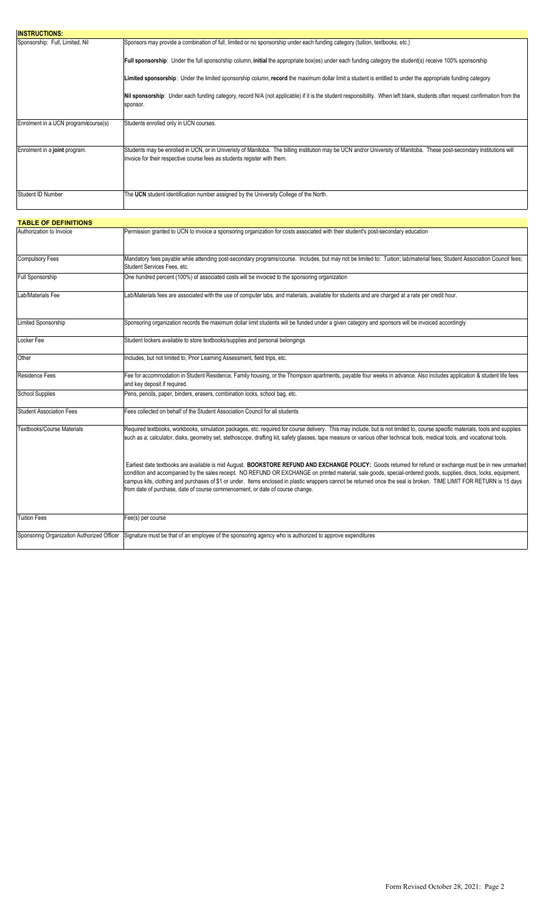| INSTRUCTIONS: | |
| --- | --- |
| Sponsorship: Full, Limited, Nil | Sponsors may provide a combination of full, limited or no sponsorship under each funding category (tuition, textbooks, etc.)<br><br>**Full sponsorship**: Under the full sponsorship column, **initial** the appropriate box(es) under each funding category the student(s) receive 100% sponsorship<br><br>**Limited sponsorship**: Under the limited sponsorship column, **record** the maximum dollar limit a student is entitled to under the appropriate funding category<br><br>**Nil sponsorship**: Under each funding category, record N/A (not applicable) if it is the student responsibility. When left blank, students often request confirmation from the sponsor. |
| Enrolment in a UCN program/**c**ourse(s) | Students enrolled only in UCN courses. |
| Enrolment in a **joint** program. | Students may be enrolled in UCN, or in Univeristy of Manitoba. The billing institution may be UCN and/or University of Manitoba. These post-secondary institutions will invoice for their respective course fees as students register with them. |
| Student ID Number | The **UCN** student identification number assigned by the University College of the North. |

| TABLE OF DEFINITIONS | |
| --- | --- |
| Authorization to Invoice | Permission granted to UCN to invoice a sponsoring organization for costs associated with their student's post-secondary education |
| Compulsory Fees | Mandatory fees payable while attending post-secondary programs/course. Includes, but may not be limited to: Tuition; lab/material fees; Student Association Council fees; Student Services Fees, etc. |
| Full Sponsorship | One hundred percent (100%) of associated costs will be invoiced to the sponsoring organization |
| Lab/Materials Fee | Lab/Materials fees are associated with the use of computer labs, and materials, available for students and are charged at a rate per credit hour. |
| Limited Sponsorship | Sponsoring organization records the maximum dollar limit students will be funded under a given category and sponsors will be invoiced accordingly |
| Locker Fee | Student lockers available to store textbooks/supplies and personal belongings |
| Other | Includes, but not limited to, Prior Learning Assessment, field trips, etc. |
| Residence Fees | Fee for accommodation in Student Residence, Family housing, or the Thompson apartments, payable four weeks in advance. Also includes application & student life fees and key deposit if required. |
| School Supplies | Pens, pencils, paper, binders, erasers, combination locks, school bag, etc. |
| Student Association Fees | Fees collected on behalf of the Student Association Council for all students |
| Textbooks/Course Materials | Required textbooks, workbooks, simulation packages, etc. required for course delivery. This may include, but is not limited to, course specific materials, tools and supplies such as a; calculator, disks, geometry set, stethoscope, drafting kit, safety glasses, tape measure or various other technical tools, medical tools, and vocational tools.<br><br>Earliest date textbooks are available is mid August. **BOOKSTORE REFUND AND EXCHANGE POLICY:** Goods returned for refund or exchange must be in new unmarked condition and accompanied by the sales receipt. NO REFUND OR EXCHANGE on printed material, sale goods, special-ordered goods, supplies, discs, locks, equipment, campus kits, clothing and purchases of $1 or under. Items enclosed in plastic wrappers cannot be returned once the seal is broken. TIME LIMIT FOR RETURN is 15 days from date of purchase, date of course commencement, or date of course change. |
| Tuition Fees | Fee(s) per course |
| Sponsoring Organization Authorized Officer | Signature must be that of an employee of the sponsoring agency who is authorized to approve expenditures |

Form Revised October 28, 2021: Page 2